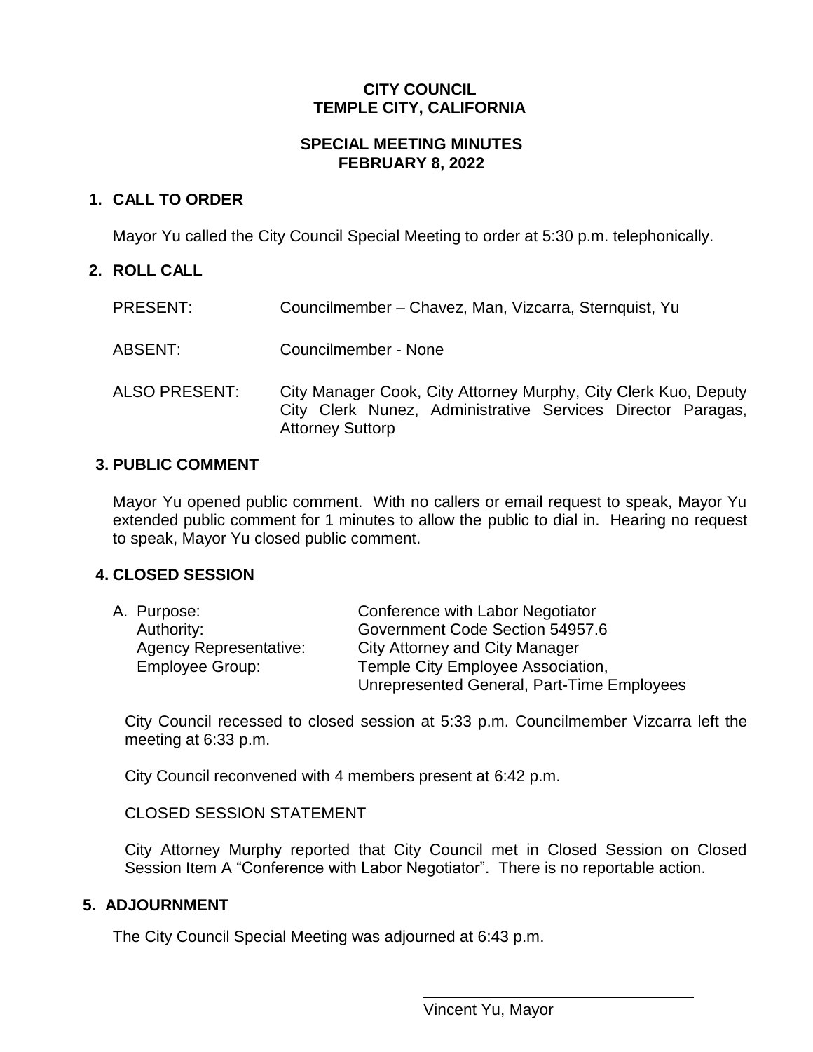**CITY COUNCIL**
**TEMPLE CITY, CALIFORNIA**

**SPECIAL MEETING MINUTES**
**FEBRUARY 8, 2022**

## 1. CALL TO ORDER

Mayor Yu called the City Council Special Meeting to order at 5:30 p.m. telephonically.

## 2. ROLL CALL

| | |
|---|---|
| PRESENT: | Councilmember – Chavez, Man, Vizcarra, Sternquist, Yu |
| ABSENT: | Councilmember - None |
| ALSO PRESENT: | City Manager Cook, City Attorney Murphy, City Clerk Kuo, Deputy City Clerk Nunez, Administrative Services Director Paragas, Attorney Suttorp |

## 3. PUBLIC COMMENT

Mayor Yu opened public comment. With no callers or email request to speak, Mayor Yu extended public comment for 1 minutes to allow the public to dial in. Hearing no request to speak, Mayor Yu closed public comment.

## 4. CLOSED SESSION

| | |
|---|---|
| A. Purpose: | Conference with Labor Negotiator |
| Authority: | Government Code Section 54957.6 |
| Agency Representative: | City Attorney and City Manager |
| Employee Group: | Temple City Employee Association, Unrepresented General, Part-Time Employees |

City Council recessed to closed session at 5:33 p.m. Councilmember Vizcarra left the meeting at 6:33 p.m.

City Council reconvened with 4 members present at 6:42 p.m.

CLOSED SESSION STATEMENT

City Attorney Murphy reported that City Council met in Closed Session on Closed Session Item A "Conference with Labor Negotiator". There is no reportable action.

## 5. ADJOURNMENT

The City Council Special Meeting was adjourned at 6:43 p.m.

\_\_\_\_\_\_\_\_\_\_\_\_\_\_\_\_\_\_\_\_\_\_\_\_\_\_\_\_\_\_\_\_\_\_\_\_

Vincent Yu, Mayor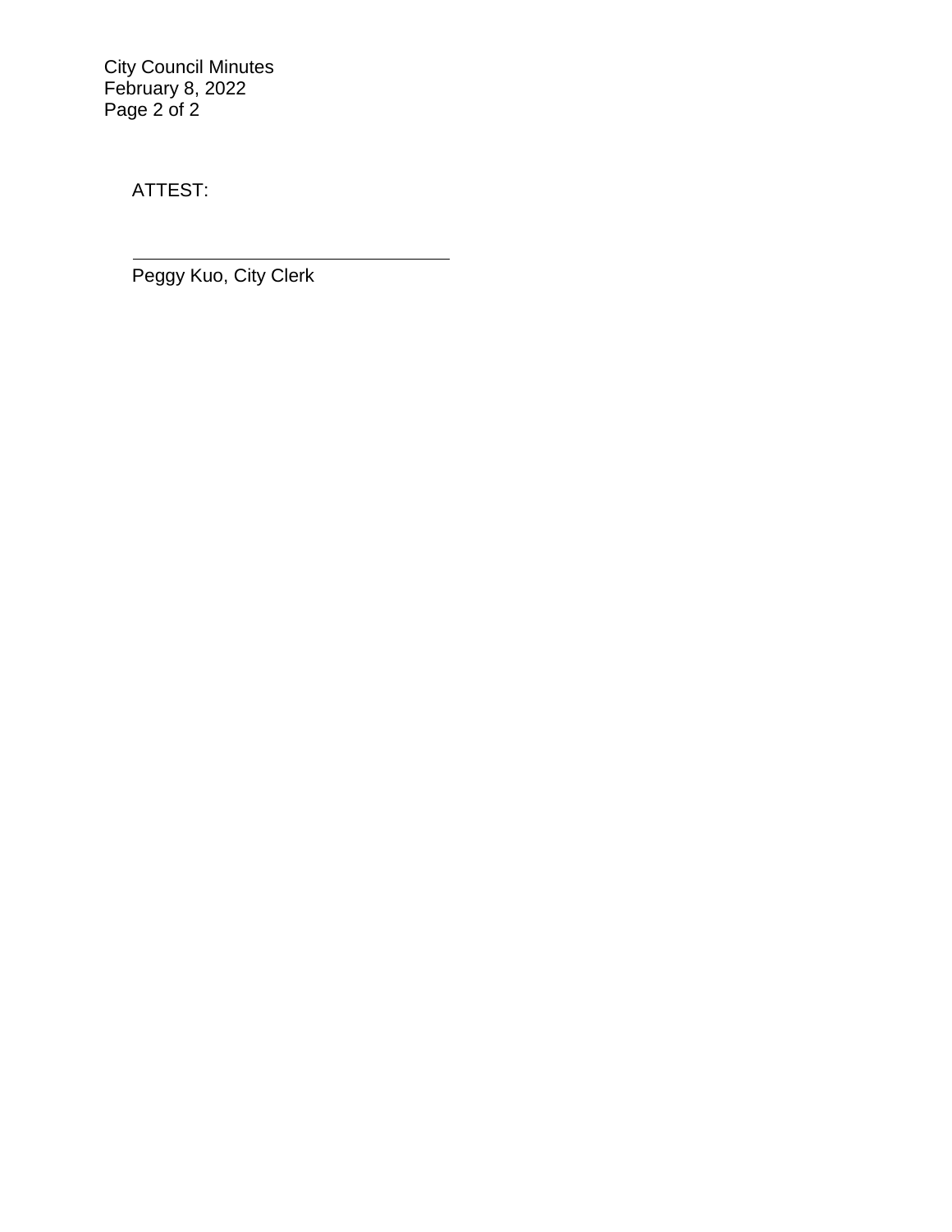ATTEST:

\_\_\_\_\_\_\_\_\_\_\_\_\_\_\_\_\_\_\_\_\_\_\_\_\_\_\_\_\_\_\_\_

Peggy Kuo, City Clerk